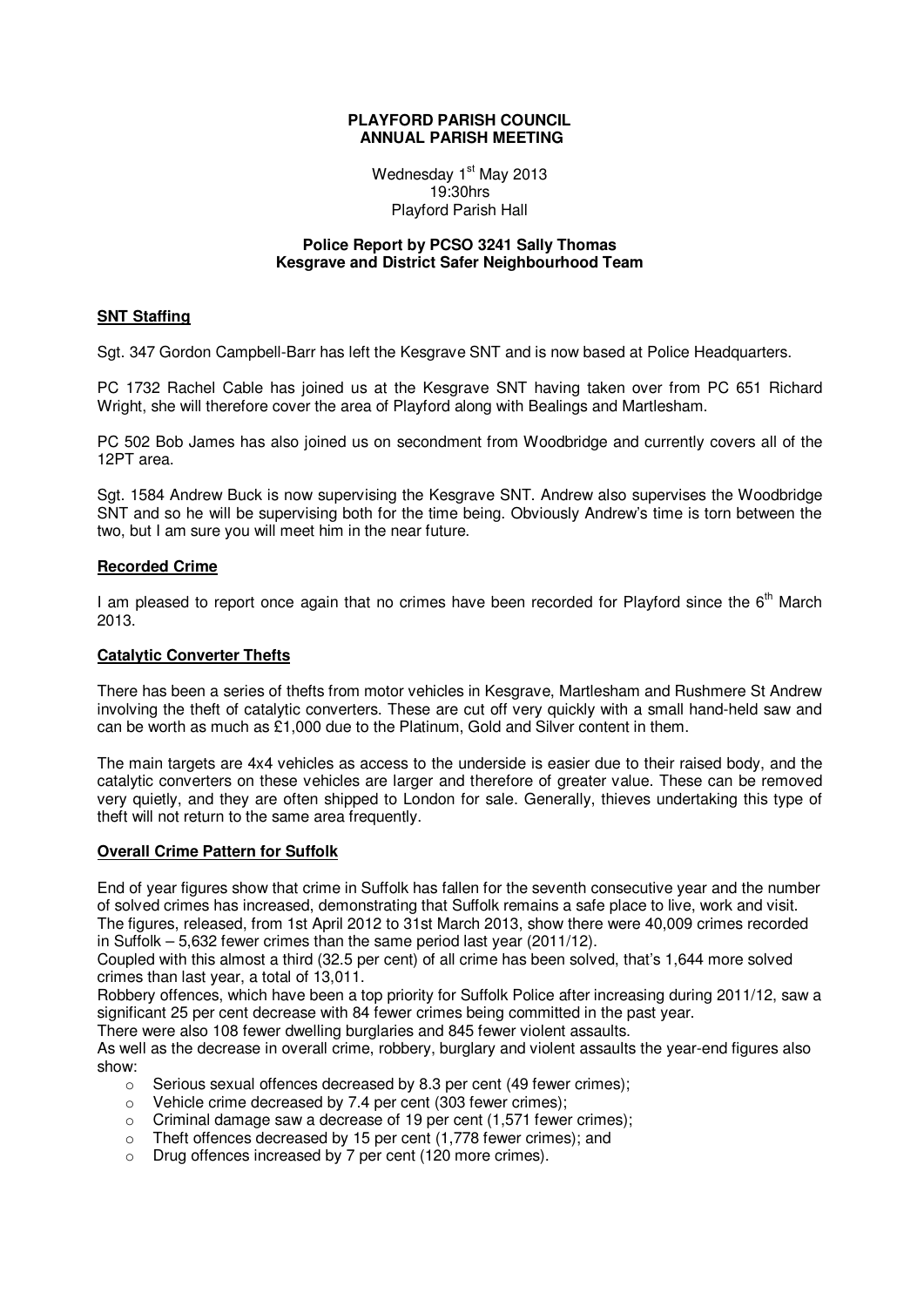**PLAYFORD PARISH COUNCIL**
**ANNUAL PARISH MEETING**

Wednesday 1st May 2013
19:30hrs
Playford Parish Hall

**Police Report by PCSO 3241 Sally Thomas**
**Kesgrave and District Safer Neighbourhood Team**

## SNT Staffing

Sgt. 347 Gordon Campbell-Barr has left the Kesgrave SNT and is now based at Police Headquarters.

PC 1732 Rachel Cable has joined us at the Kesgrave SNT having taken over from PC 651 Richard Wright, she will therefore cover the area of Playford along with Bealings and Martlesham.

PC 502 Bob James has also joined us on secondment from Woodbridge and currently covers all of the 12PT area.

Sgt. 1584 Andrew Buck is now supervising the Kesgrave SNT. Andrew also supervises the Woodbridge SNT and so he will be supervising both for the time being. Obviously Andrew's time is torn between the two, but I am sure you will meet him in the near future.

## Recorded Crime

I am pleased to report once again that no crimes have been recorded for Playford since the 6th March 2013.

## Catalytic Converter Thefts

There has been a series of thefts from motor vehicles in Kesgrave, Martlesham and Rushmere St Andrew involving the theft of catalytic converters. These are cut off very quickly with a small hand-held saw and can be worth as much as £1,000 due to the Platinum, Gold and Silver content in them.

The main targets are 4x4 vehicles as access to the underside is easier due to their raised body, and the catalytic converters on these vehicles are larger and therefore of greater value. These can be removed very quietly, and they are often shipped to London for sale. Generally, thieves undertaking this type of theft will not return to the same area frequently.

## Overall Crime Pattern for Suffolk

End of year figures show that crime in Suffolk has fallen for the seventh consecutive year and the number of solved crimes has increased, demonstrating that Suffolk remains a safe place to live, work and visit. The figures, released, from 1st April 2012 to 31st March 2013, show there were 40,009 crimes recorded in Suffolk – 5,632 fewer crimes than the same period last year (2011/12).
Coupled with this almost a third (32.5 per cent) of all crime has been solved, that's 1,644 more solved crimes than last year, a total of 13,011.
Robbery offences, which have been a top priority for Suffolk Police after increasing during 2011/12, saw a significant 25 per cent decrease with 84 fewer crimes being committed in the past year.
There were also 108 fewer dwelling burglaries and 845 fewer violent assaults.
As well as the decrease in overall crime, robbery, burglary and violent assaults the year-end figures also show:

- Serious sexual offences decreased by 8.3 per cent (49 fewer crimes);
- Vehicle crime decreased by 7.4 per cent (303 fewer crimes);
- Criminal damage saw a decrease of 19 per cent (1,571 fewer crimes);
- Theft offences decreased by 15 per cent (1,778 fewer crimes); and
- Drug offences increased by 7 per cent (120 more crimes).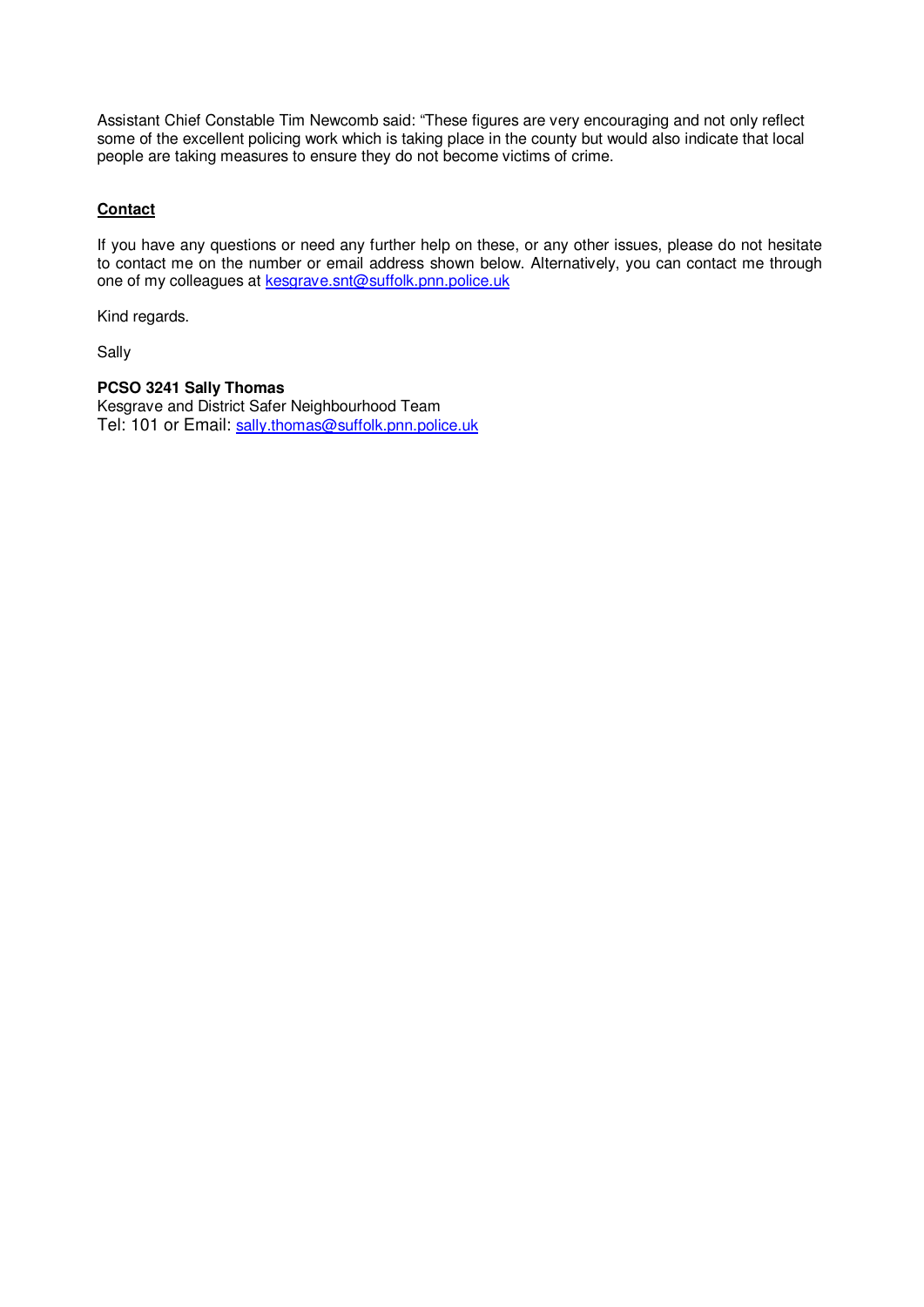Assistant Chief Constable Tim Newcomb said: “These figures are very encouraging and not only reflect some of the excellent policing work which is taking place in the county but would also indicate that local people are taking measures to ensure they do not become victims of crime.

**Contact**

If you have any questions or need any further help on these, or any other issues, please do not hesitate to contact me on the number or email address shown below. Alternatively, you can contact me through one of my colleagues at kesgrave.snt@suffolk.pnn.police.uk

Kind regards.

Sally

**PCSO 3241 Sally Thomas**
Kesgrave and District Safer Neighbourhood Team
Tel: 101 or Email: sally.thomas@suffolk.pnn.police.uk